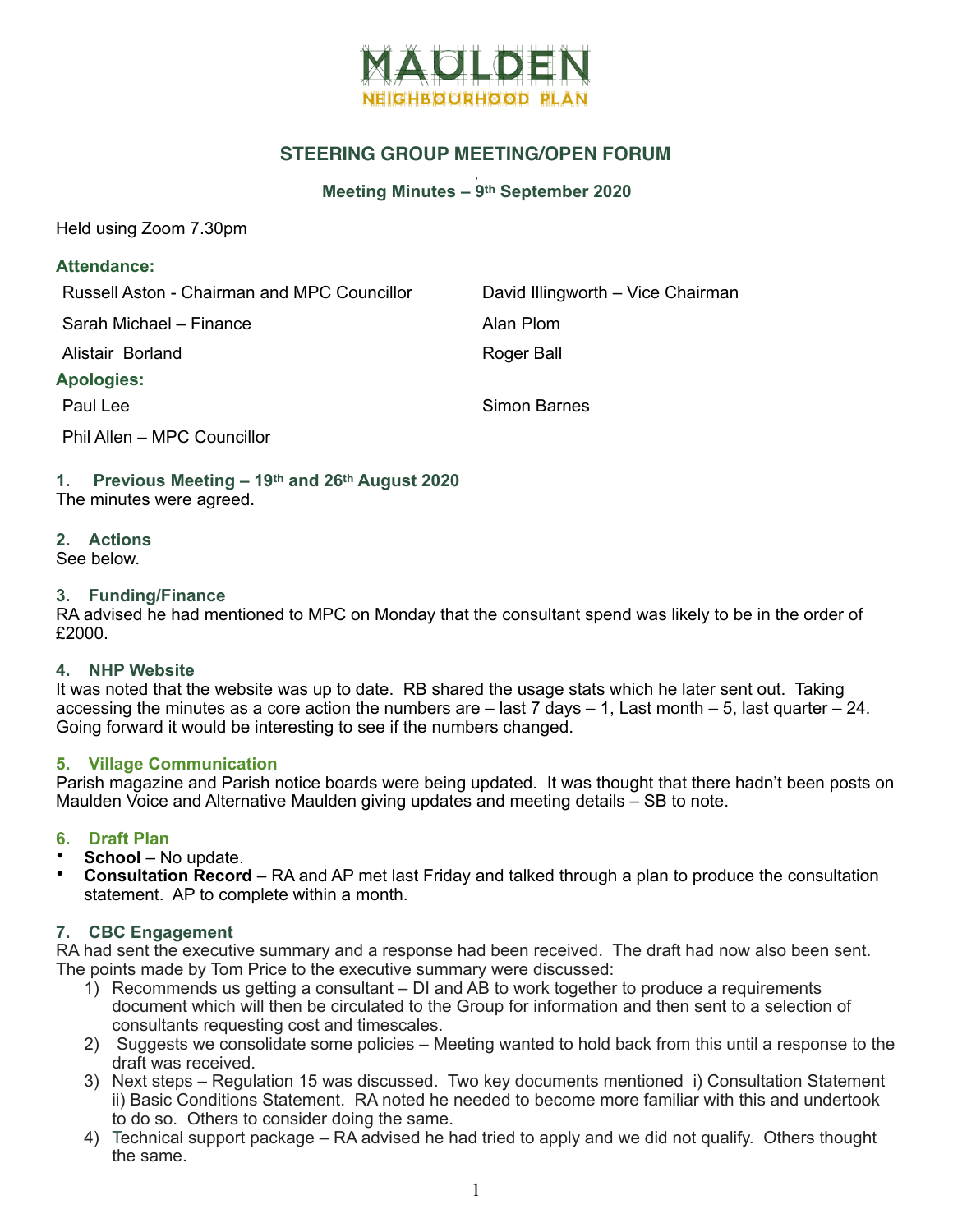MAULDEN
NEIGHBOURHOOD PLAN

## STEERING GROUP MEETING/OPEN FORUM

### Meeting Minutes – 9th September 2020

Held using Zoom 7.30pm

**Attendance:**

| | |
|---|---|
| Russell Aston - Chairman and MPC Councillor | David Illingworth – Vice Chairman |
| Sarah Michael – Finance | Alan Plom |
| Alistair Borland | Roger Ball |

**Apologies:**

| | |
|---|---|
| Paul Lee | Simon Barnes |
| Phil Allen – MPC Councillor | |

### 1. Previous Meeting – 19th and 26th August 2020

The minutes were agreed.

### 2. Actions

See below.

### 3. Funding/Finance

RA advised he had mentioned to MPC on Monday that the consultant spend was likely to be in the order of £2000.

### 4. NHP Website

It was noted that the website was up to date. RB shared the usage stats which he later sent out. Taking accessing the minutes as a core action the numbers are – last 7 days – 1, Last month – 5, last quarter – 24. Going forward it would be interesting to see if the numbers changed.

### 5. Village Communication

Parish magazine and Parish notice boards were being updated. It was thought that there hadn't been posts on Maulden Voice and Alternative Maulden giving updates and meeting details – SB to note.

### 6. Draft Plan

- **School** – No update.
- **Consultation Record** – RA and AP met last Friday and talked through a plan to produce the consultation statement. AP to complete within a month.

### 7. CBC Engagement

RA had sent the executive summary and a response had been received. The draft had now also been sent. The points made by Tom Price to the executive summary were discussed:

1) Recommends us getting a consultant – DI and AB to work together to produce a requirements document which will then be circulated to the Group for information and then sent to a selection of consultants requesting cost and timescales.
2) Suggests we consolidate some policies – Meeting wanted to hold back from this until a response to the draft was received.
3) Next steps – Regulation 15 was discussed. Two key documents mentioned i) Consultation Statement ii) Basic Conditions Statement. RA noted he needed to become more familiar with this and undertook to do so. Others to consider doing the same.
4) Technical support package – RA advised he had tried to apply and we did not qualify. Others thought the same.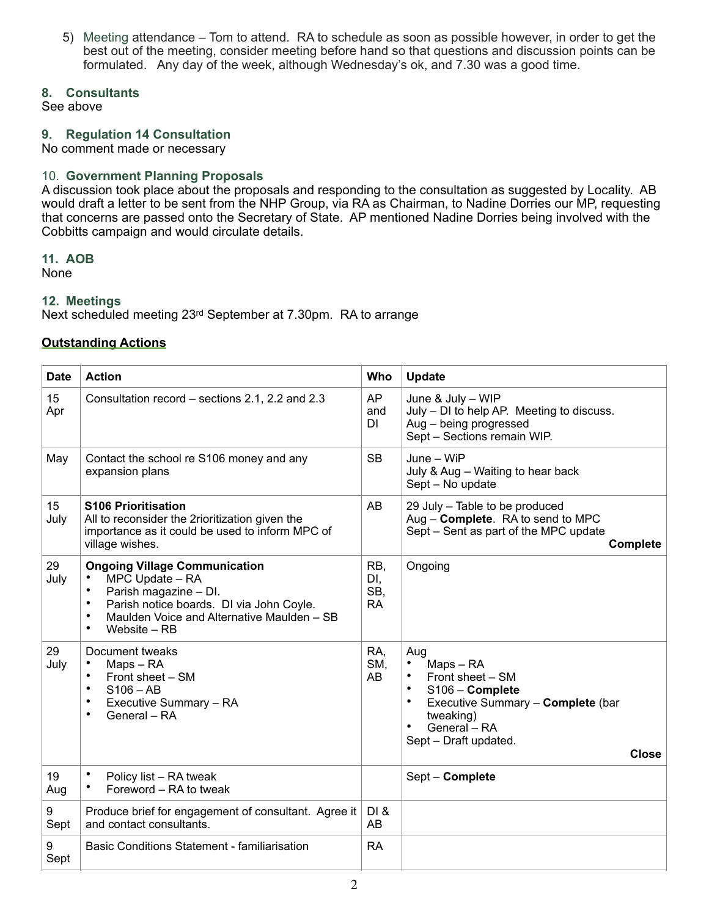5) Meeting attendance – Tom to attend. RA to schedule as soon as possible however, in order to get the best out of the meeting, consider meeting before hand so that questions and discussion points can be formulated. Any day of the week, although Wednesday's ok, and 7.30 was a good time.

### 8. Consultants

See above

### 9. Regulation 14 Consultation

No comment made or necessary

### 10. Government Planning Proposals

A discussion took place about the proposals and responding to the consultation as suggested by Locality. AB would draft a letter to be sent from the NHP Group, via RA as Chairman, to Nadine Dorries our MP, requesting that concerns are passed onto the Secretary of State. AP mentioned Nadine Dorries being involved with the Cobbitts campaign and would circulate details.

### 11. AOB

None

### 12. Meetings

Next scheduled meeting 23rd September at 7.30pm. RA to arrange

## Outstanding Actions

| Date | Action | Who | Update |
|---|---|---|---|
| 15 Apr | Consultation record – sections 2.1, 2.2 and 2.3 | AP and DI | June & July – WIP<br>July – DI to help AP. Meeting to discuss.<br>Aug – being progressed<br>Sept – Sections remain WIP. |
| May | Contact the school re S106 money and any expansion plans | SB | June – WiP<br>July & Aug – Waiting to hear back<br>Sept – No update |
| 15 July | **S106 Prioritisation**<br>All to reconsider the 2rioritization given the importance as it could be used to inform MPC of village wishes. | AB | 29 July – Table to be produced<br>Aug – **Complete**. RA to send to MPC<br>Sept – Sent as part of the MPC update<br>**Complete** |
| 29 July | **Ongoing Village Communication**<br>• MPC Update – RA<br>• Parish magazine – DI.<br>• Parish notice boards. DI via John Coyle.<br>• Maulden Voice and Alternative Maulden – SB<br>• Website – RB | RB, DI, SB, RA | Ongoing |
| 29 July | Document tweaks<br>• Maps – RA<br>• Front sheet – SM<br>• S106 – AB<br>• Executive Summary – RA<br>• General – RA | RA, SM, AB | Aug<br>• Maps – RA<br>• Front sheet – SM<br>• S106 – **Complete**<br>• Executive Summary – **Complete** (bar tweaking)<br>• General – RA<br>Sept – Draft updated.<br>**Close** |
| 19 Aug | • Policy list – RA tweak<br>• Foreword – RA to tweak | | Sept – **Complete** |
| 9 Sept | Produce brief for engagement of consultant. Agree it and contact consultants. | DI & AB | |
| 9 Sept | Basic Conditions Statement - familiarisation | RA | |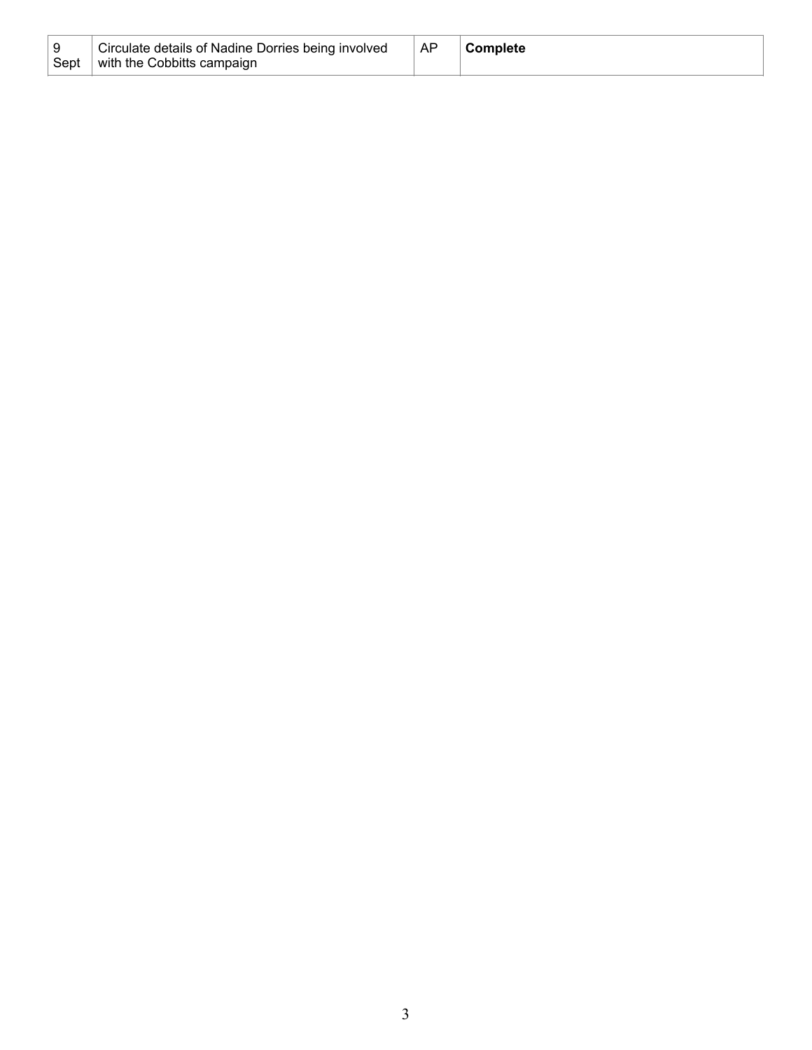| | | | |
|---|---|---|---|
| 9 Sept | Circulate details of Nadine Dorries being involved with the Cobbitts campaign | AP | **Complete** |